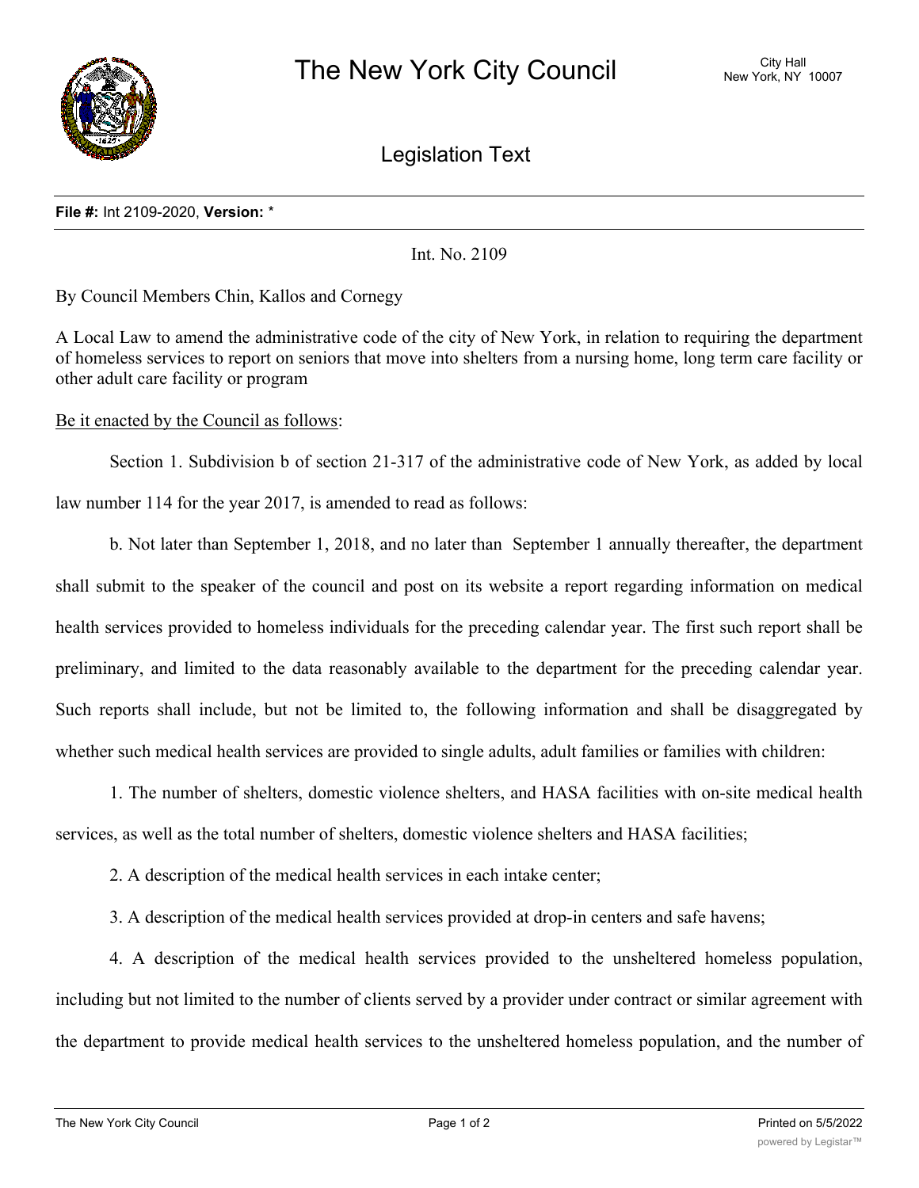# The New York City Council

City Hall
New York, NY 10007

## Legislation Text

**File #:** Int 2109-2020, **Version:** *

Int. No. 2109

By Council Members Chin, Kallos and Cornegy

A Local Law to amend the administrative code of the city of New York, in relation to requiring the department of homeless services to report on seniors that move into shelters from a nursing home, long term care facility or other adult care facility or program

Be it enacted by the Council as follows:

Section 1. Subdivision b of section 21-317 of the administrative code of New York, as added by local law number 114 for the year 2017, is amended to read as follows:

b. Not later than September 1, 2018, and no later than September 1 annually thereafter, the department shall submit to the speaker of the council and post on its website a report regarding information on medical health services provided to homeless individuals for the preceding calendar year. The first such report shall be preliminary, and limited to the data reasonably available to the department for the preceding calendar year. Such reports shall include, but not be limited to, the following information and shall be disaggregated by whether such medical health services are provided to single adults, adult families or families with children:

1. The number of shelters, domestic violence shelters, and HASA facilities with on-site medical health services, as well as the total number of shelters, domestic violence shelters and HASA facilities;

2. A description of the medical health services in each intake center;

3. A description of the medical health services provided at drop-in centers and safe havens;

4. A description of the medical health services provided to the unsheltered homeless population, including but not limited to the number of clients served by a provider under contract or similar agreement with the department to provide medical health services to the unsheltered homeless population, and the number of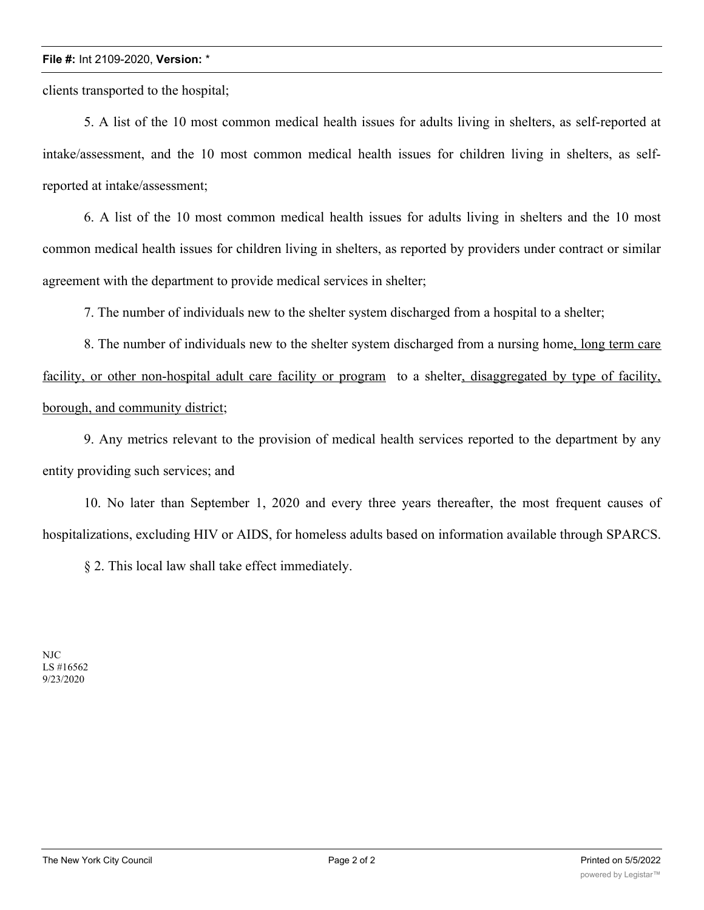clients transported to the hospital;

5. A list of the 10 most common medical health issues for adults living in shelters, as self-reported at intake/assessment, and the 10 most common medical health issues for children living in shelters, as self-reported at intake/assessment;

6. A list of the 10 most common medical health issues for adults living in shelters and the 10 most common medical health issues for children living in shelters, as reported by providers under contract or similar agreement with the department to provide medical services in shelter;

7. The number of individuals new to the shelter system discharged from a hospital to a shelter;

8. The number of individuals new to the shelter system discharged from a nursing home<u>, long term care facility, or other non-hospital adult care facility or program</u> to a shelter<u>, disaggregated by type of facility, borough, and community district</u>;

9. Any metrics relevant to the provision of medical health services reported to the department by any entity providing such services; and

10. No later than September 1, 2020 and every three years thereafter, the most frequent causes of hospitalizations, excluding HIV or AIDS, for homeless adults based on information available through SPARCS.

§ 2. This local law shall take effect immediately.

NJC
LS #16562
9/23/2020